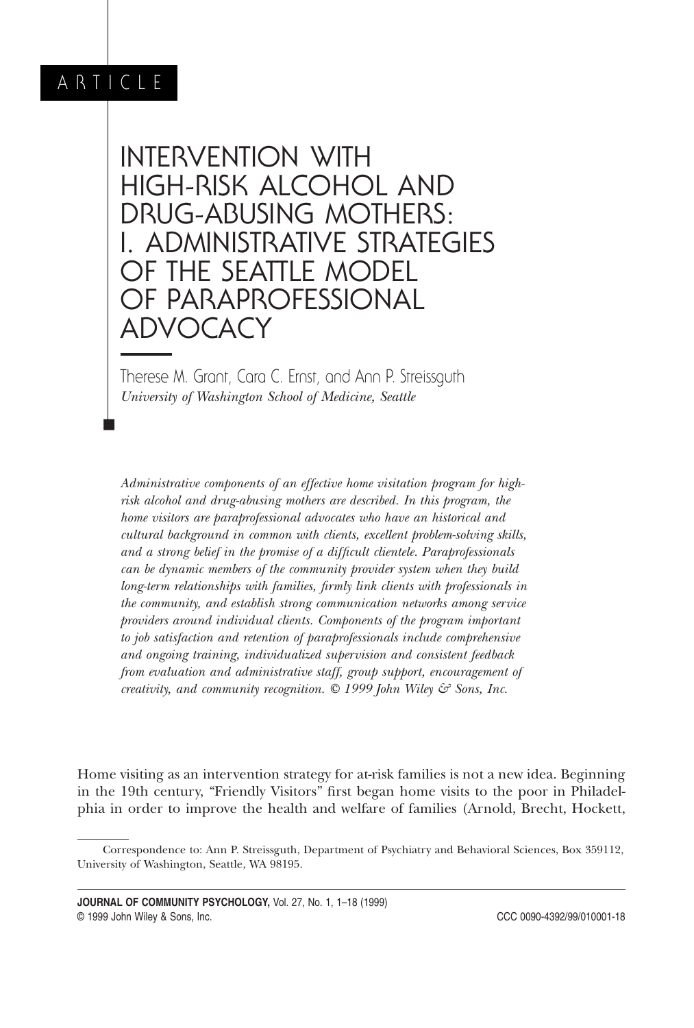ARTICLE

# INTERVENTION WITH HIGH-RISK ALCOHOL AND DRUG-ABUSING MOTHERS: I. ADMINISTRATIVE STRATEGIES OF THE SEATTLE MODEL OF PARAPROFESSIONAL ADVOCACY

Therese M. Grant, Cara C. Ernst, and Ann P. Streissguth
*University of Washington School of Medicine, Seattle*

*Administrative components of an effective home visitation program for high-risk alcohol and drug-abusing mothers are described. In this program, the home visitors are paraprofessional advocates who have an historical and cultural background in common with clients, excellent problem-solving skills, and a strong belief in the promise of a difficult clientele. Paraprofessionals can be dynamic members of the community provider system when they build long-term relationships with families, firmly link clients with professionals in the community, and establish strong communication networks among service providers around individual clients. Components of the program important to job satisfaction and retention of paraprofessionals include comprehensive and ongoing training, individualized supervision and consistent feedback from evaluation and administrative staff, group support, encouragement of creativity, and community recognition. © 1999 John Wiley & Sons, Inc.*

Home visiting as an intervention strategy for at-risk families is not a new idea. Beginning in the 19th century, "Friendly Visitors" first began home visits to the poor in Philadelphia in order to improve the health and welfare of families (Arnold, Brecht, Hockett,

Correspondence to: Ann P. Streissguth, Department of Psychiatry and Behavioral Sciences, Box 359112, University of Washington, Seattle, WA 98195.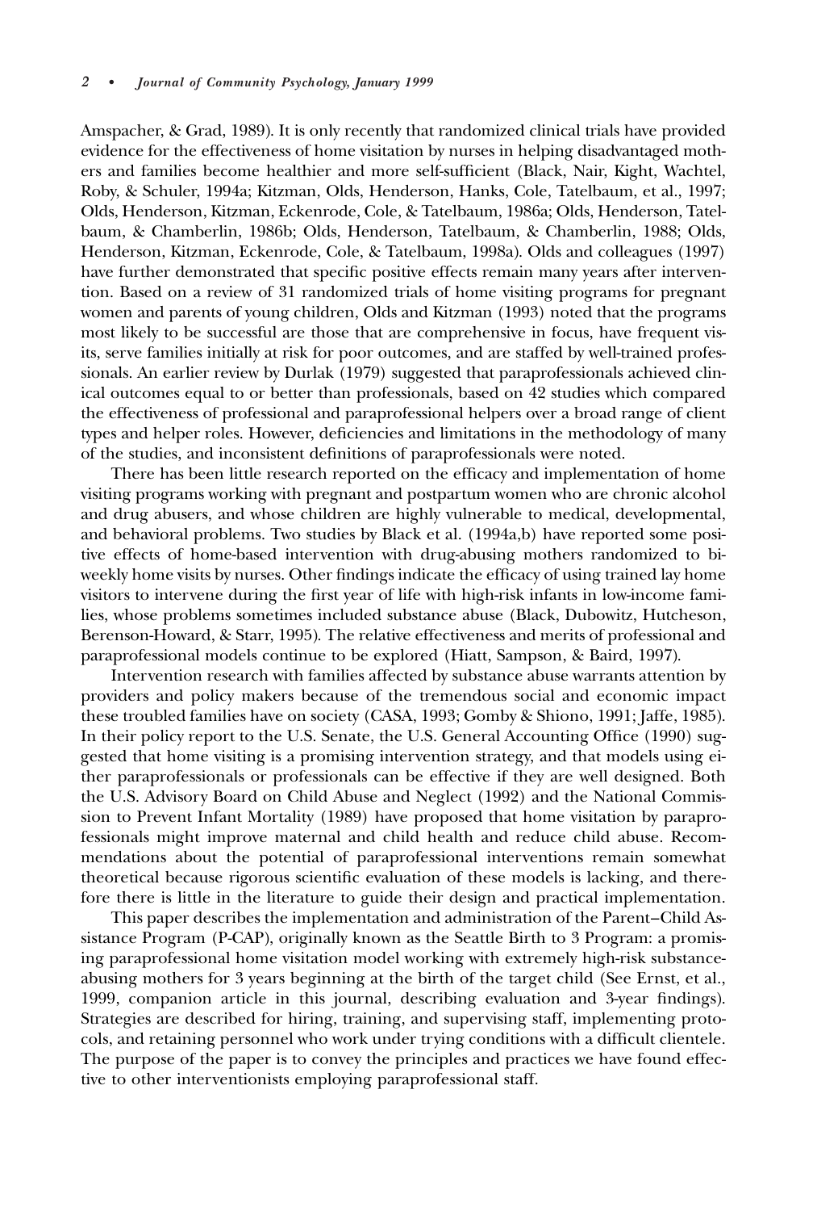Amspacher, & Grad, 1989). It is only recently that randomized clinical trials have provided evidence for the effectiveness of home visitation by nurses in helping disadvantaged mothers and families become healthier and more self-sufficient (Black, Nair, Kight, Wachtel, Roby, & Schuler, 1994a; Kitzman, Olds, Henderson, Hanks, Cole, Tatelbaum, et al., 1997; Olds, Henderson, Kitzman, Eckenrode, Cole, & Tatelbaum, 1986a; Olds, Henderson, Tatelbaum, & Chamberlin, 1986b; Olds, Henderson, Tatelbaum, & Chamberlin, 1988; Olds, Henderson, Kitzman, Eckenrode, Cole, & Tatelbaum, 1998a). Olds and colleagues (1997) have further demonstrated that specific positive effects remain many years after intervention. Based on a review of 31 randomized trials of home visiting programs for pregnant women and parents of young children, Olds and Kitzman (1993) noted that the programs most likely to be successful are those that are comprehensive in focus, have frequent visits, serve families initially at risk for poor outcomes, and are staffed by well-trained professionals. An earlier review by Durlak (1979) suggested that paraprofessionals achieved clinical outcomes equal to or better than professionals, based on 42 studies which compared the effectiveness of professional and paraprofessional helpers over a broad range of client types and helper roles. However, deficiencies and limitations in the methodology of many of the studies, and inconsistent definitions of paraprofessionals were noted.

There has been little research reported on the efficacy and implementation of home visiting programs working with pregnant and postpartum women who are chronic alcohol and drug abusers, and whose children are highly vulnerable to medical, developmental, and behavioral problems. Two studies by Black et al. (1994a,b) have reported some positive effects of home-based intervention with drug-abusing mothers randomized to biweekly home visits by nurses. Other findings indicate the efficacy of using trained lay home visitors to intervene during the first year of life with high-risk infants in low-income families, whose problems sometimes included substance abuse (Black, Dubowitz, Hutcheson, Berenson-Howard, & Starr, 1995). The relative effectiveness and merits of professional and paraprofessional models continue to be explored (Hiatt, Sampson, & Baird, 1997).

Intervention research with families affected by substance abuse warrants attention by providers and policy makers because of the tremendous social and economic impact these troubled families have on society (CASA, 1993; Gomby & Shiono, 1991; Jaffe, 1985). In their policy report to the U.S. Senate, the U.S. General Accounting Office (1990) suggested that home visiting is a promising intervention strategy, and that models using either paraprofessionals or professionals can be effective if they are well designed. Both the U.S. Advisory Board on Child Abuse and Neglect (1992) and the National Commission to Prevent Infant Mortality (1989) have proposed that home visitation by paraprofessionals might improve maternal and child health and reduce child abuse. Recommendations about the potential of paraprofessional interventions remain somewhat theoretical because rigorous scientific evaluation of these models is lacking, and therefore there is little in the literature to guide their design and practical implementation.

This paper describes the implementation and administration of the Parent–Child Assistance Program (P-CAP), originally known as the Seattle Birth to 3 Program: a promising paraprofessional home visitation model working with extremely high-risk substance-abusing mothers for 3 years beginning at the birth of the target child (See Ernst, et al., 1999, companion article in this journal, describing evaluation and 3-year findings). Strategies are described for hiring, training, and supervising staff, implementing protocols, and retaining personnel who work under trying conditions with a difficult clientele. The purpose of the paper is to convey the principles and practices we have found effective to other interventionists employing paraprofessional staff.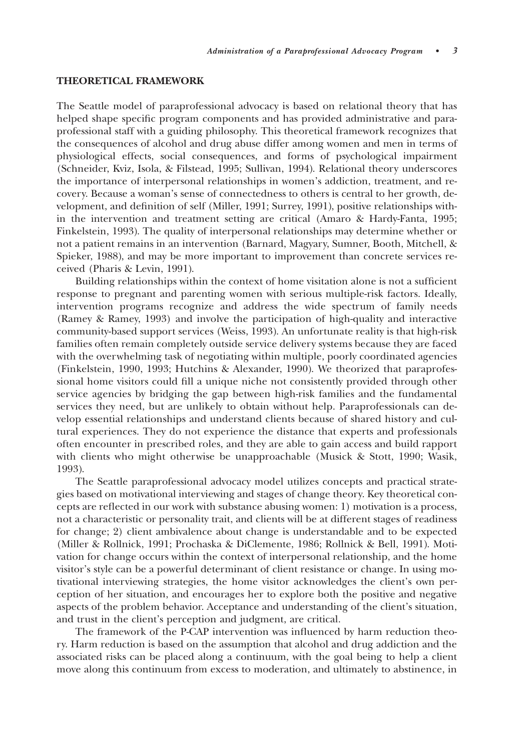## THEORETICAL FRAMEWORK

The Seattle model of paraprofessional advocacy is based on relational theory that has helped shape specific program components and has provided administrative and paraprofessional staff with a guiding philosophy. This theoretical framework recognizes that the consequences of alcohol and drug abuse differ among women and men in terms of physiological effects, social consequences, and forms of psychological impairment (Schneider, Kviz, Isola, & Filstead, 1995; Sullivan, 1994). Relational theory underscores the importance of interpersonal relationships in women's addiction, treatment, and recovery. Because a woman's sense of connectedness to others is central to her growth, development, and definition of self (Miller, 1991; Surrey, 1991), positive relationships within the intervention and treatment setting are critical (Amaro & Hardy-Fanta, 1995; Finkelstein, 1993). The quality of interpersonal relationships may determine whether or not a patient remains in an intervention (Barnard, Magyary, Sumner, Booth, Mitchell, & Spieker, 1988), and may be more important to improvement than concrete services received (Pharis & Levin, 1991).

Building relationships within the context of home visitation alone is not a sufficient response to pregnant and parenting women with serious multiple-risk factors. Ideally, intervention programs recognize and address the wide spectrum of family needs (Ramey & Ramey, 1993) and involve the participation of high-quality and interactive community-based support services (Weiss, 1993). An unfortunate reality is that high-risk families often remain completely outside service delivery systems because they are faced with the overwhelming task of negotiating within multiple, poorly coordinated agencies (Finkelstein, 1990, 1993; Hutchins & Alexander, 1990). We theorized that paraprofessional home visitors could fill a unique niche not consistently provided through other service agencies by bridging the gap between high-risk families and the fundamental services they need, but are unlikely to obtain without help. Paraprofessionals can develop essential relationships and understand clients because of shared history and cultural experiences. They do not experience the distance that experts and professionals often encounter in prescribed roles, and they are able to gain access and build rapport with clients who might otherwise be unapproachable (Musick & Stott, 1990; Wasik, 1993).

The Seattle paraprofessional advocacy model utilizes concepts and practical strategies based on motivational interviewing and stages of change theory. Key theoretical concepts are reflected in our work with substance abusing women: 1) motivation is a process, not a characteristic or personality trait, and clients will be at different stages of readiness for change; 2) client ambivalence about change is understandable and to be expected (Miller & Rollnick, 1991; Prochaska & DiClemente, 1986; Rollnick & Bell, 1991). Motivation for change occurs within the context of interpersonal relationship, and the home visitor's style can be a powerful determinant of client resistance or change. In using motivational interviewing strategies, the home visitor acknowledges the client's own perception of her situation, and encourages her to explore both the positive and negative aspects of the problem behavior. Acceptance and understanding of the client's situation, and trust in the client's perception and judgment, are critical.

The framework of the P-CAP intervention was influenced by harm reduction theory. Harm reduction is based on the assumption that alcohol and drug addiction and the associated risks can be placed along a continuum, with the goal being to help a client move along this continuum from excess to moderation, and ultimately to abstinence, in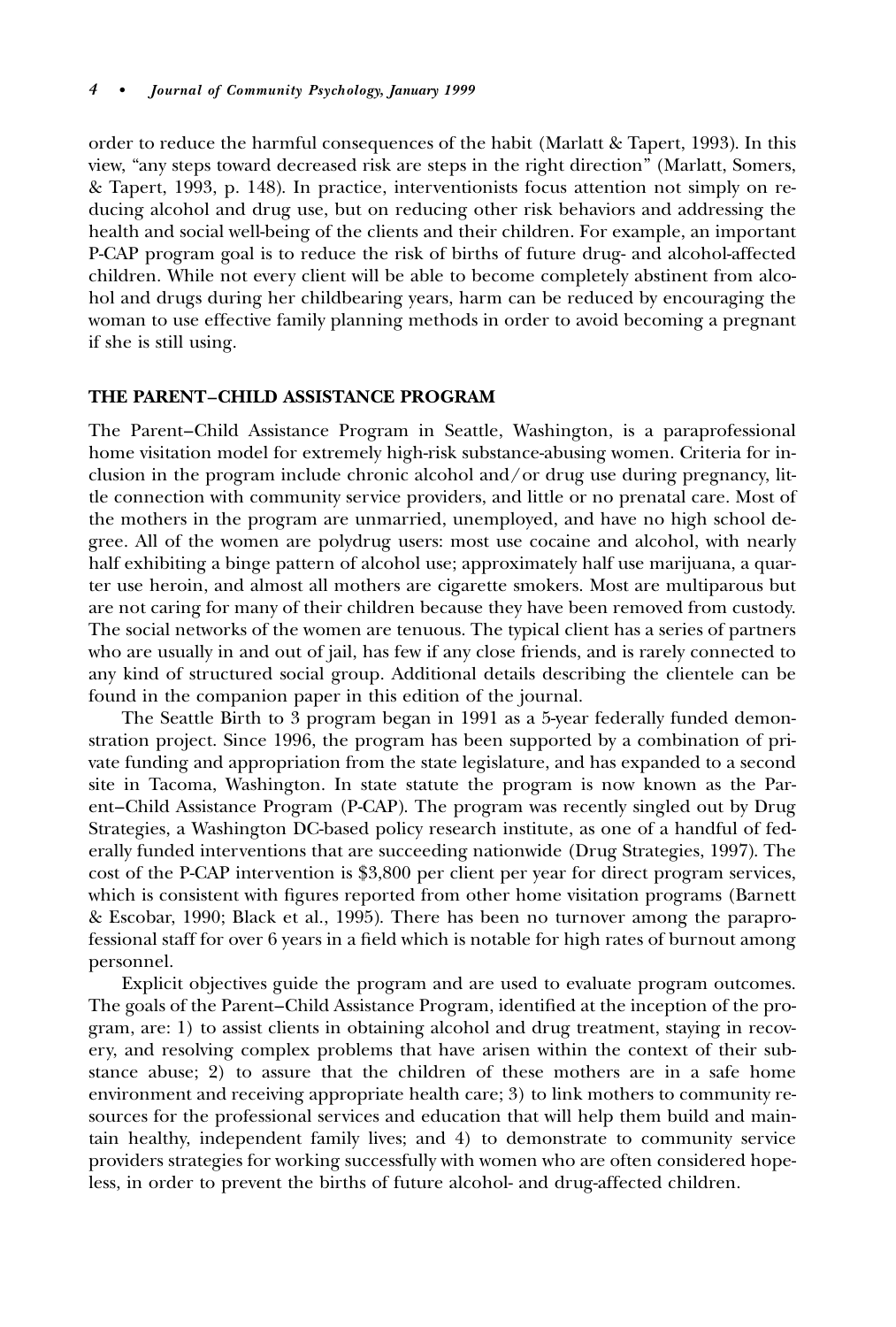order to reduce the harmful consequences of the habit (Marlatt & Tapert, 1993). In this view, "any steps toward decreased risk are steps in the right direction" (Marlatt, Somers, & Tapert, 1993, p. 148). In practice, interventionists focus attention not simply on reducing alcohol and drug use, but on reducing other risk behaviors and addressing the health and social well-being of the clients and their children. For example, an important P-CAP program goal is to reduce the risk of births of future drug- and alcohol-affected children. While not every client will be able to become completely abstinent from alcohol and drugs during her childbearing years, harm can be reduced by encouraging the woman to use effective family planning methods in order to avoid becoming a pregnant if she is still using.

## THE PARENT–CHILD ASSISTANCE PROGRAM

The Parent–Child Assistance Program in Seattle, Washington, is a paraprofessional home visitation model for extremely high-risk substance-abusing women. Criteria for inclusion in the program include chronic alcohol and/or drug use during pregnancy, little connection with community service providers, and little or no prenatal care. Most of the mothers in the program are unmarried, unemployed, and have no high school degree. All of the women are polydrug users: most use cocaine and alcohol, with nearly half exhibiting a binge pattern of alcohol use; approximately half use marijuana, a quarter use heroin, and almost all mothers are cigarette smokers. Most are multiparous but are not caring for many of their children because they have been removed from custody. The social networks of the women are tenuous. The typical client has a series of partners who are usually in and out of jail, has few if any close friends, and is rarely connected to any kind of structured social group. Additional details describing the clientele can be found in the companion paper in this edition of the journal.

The Seattle Birth to 3 program began in 1991 as a 5-year federally funded demonstration project. Since 1996, the program has been supported by a combination of private funding and appropriation from the state legislature, and has expanded to a second site in Tacoma, Washington. In state statute the program is now known as the Parent–Child Assistance Program (P-CAP). The program was recently singled out by Drug Strategies, a Washington DC-based policy research institute, as one of a handful of federally funded interventions that are succeeding nationwide (Drug Strategies, 1997). The cost of the P-CAP intervention is $3,800 per client per year for direct program services, which is consistent with figures reported from other home visitation programs (Barnett & Escobar, 1990; Black et al., 1995). There has been no turnover among the paraprofessional staff for over 6 years in a field which is notable for high rates of burnout among personnel.

Explicit objectives guide the program and are used to evaluate program outcomes. The goals of the Parent–Child Assistance Program, identified at the inception of the program, are: 1) to assist clients in obtaining alcohol and drug treatment, staying in recovery, and resolving complex problems that have arisen within the context of their substance abuse; 2) to assure that the children of these mothers are in a safe home environment and receiving appropriate health care; 3) to link mothers to community resources for the professional services and education that will help them build and maintain healthy, independent family lives; and 4) to demonstrate to community service providers strategies for working successfully with women who are often considered hopeless, in order to prevent the births of future alcohol- and drug-affected children.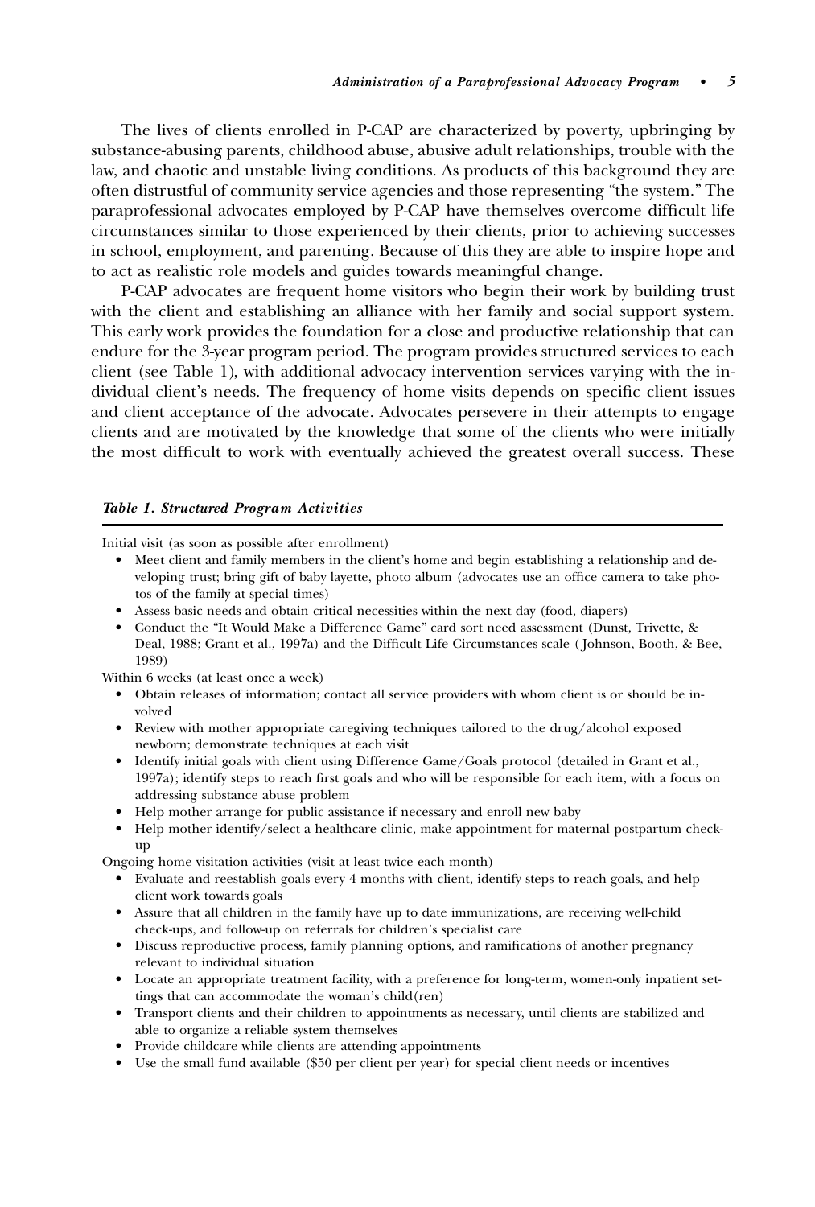The lives of clients enrolled in P-CAP are characterized by poverty, upbringing by substance-abusing parents, childhood abuse, abusive adult relationships, trouble with the law, and chaotic and unstable living conditions. As products of this background they are often distrustful of community service agencies and those representing "the system." The paraprofessional advocates employed by P-CAP have themselves overcome difficult life circumstances similar to those experienced by their clients, prior to achieving successes in school, employment, and parenting. Because of this they are able to inspire hope and to act as realistic role models and guides towards meaningful change.

P-CAP advocates are frequent home visitors who begin their work by building trust with the client and establishing an alliance with her family and social support system. This early work provides the foundation for a close and productive relationship that can endure for the 3-year program period. The program provides structured services to each client (see Table 1), with additional advocacy intervention services varying with the individual client's needs. The frequency of home visits depends on specific client issues and client acceptance of the advocate. Advocates persevere in their attempts to engage clients and are motivated by the knowledge that some of the clients who were initially the most difficult to work with eventually achieved the greatest overall success. These

***Table 1. Structured Program Activities***

Initial visit (as soon as possible after enrollment)

- Meet client and family members in the client's home and begin establishing a relationship and developing trust; bring gift of baby layette, photo album (advocates use an office camera to take photos of the family at special times)
- Assess basic needs and obtain critical necessities within the next day (food, diapers)
- Conduct the "It Would Make a Difference Game" card sort need assessment (Dunst, Trivette, & Deal, 1988; Grant et al., 1997a) and the Difficult Life Circumstances scale (Johnson, Booth, & Bee, 1989)

Within 6 weeks (at least once a week)

- Obtain releases of information; contact all service providers with whom client is or should be involved
- Review with mother appropriate caregiving techniques tailored to the drug/alcohol exposed newborn; demonstrate techniques at each visit
- Identify initial goals with client using Difference Game/Goals protocol (detailed in Grant et al., 1997a); identify steps to reach first goals and who will be responsible for each item, with a focus on addressing substance abuse problem
- Help mother arrange for public assistance if necessary and enroll new baby
- Help mother identify/select a healthcare clinic, make appointment for maternal postpartum checkup

Ongoing home visitation activities (visit at least twice each month)

- Evaluate and reestablish goals every 4 months with client, identify steps to reach goals, and help client work towards goals
- Assure that all children in the family have up to date immunizations, are receiving well-child check-ups, and follow-up on referrals for children's specialist care
- Discuss reproductive process, family planning options, and ramifications of another pregnancy relevant to individual situation
- Locate an appropriate treatment facility, with a preference for long-term, women-only inpatient settings that can accommodate the woman's child(ren)
- Transport clients and their children to appointments as necessary, until clients are stabilized and able to organize a reliable system themselves
- Provide childcare while clients are attending appointments
- Use the small fund available ($50 per client per year) for special client needs or incentives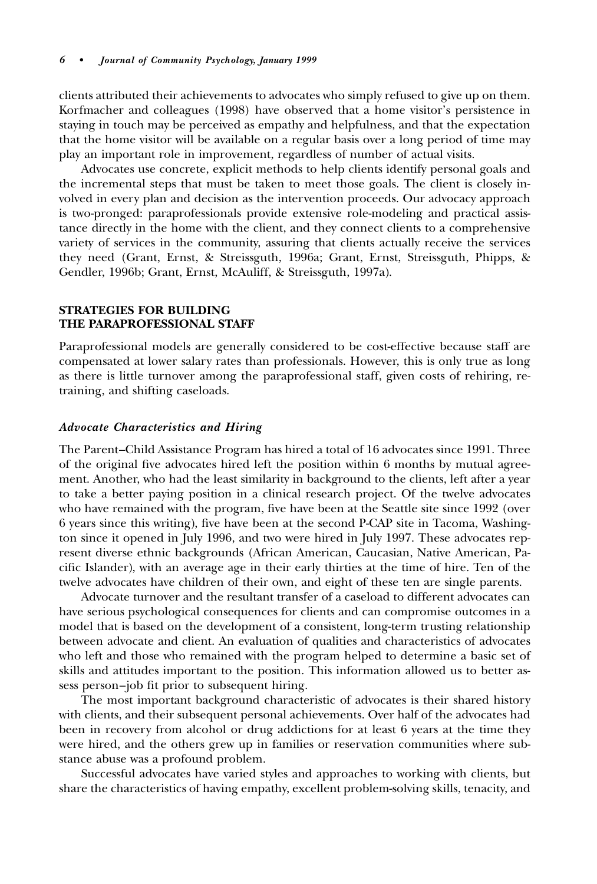clients attributed their achievements to advocates who simply refused to give up on them. Korfmacher and colleagues (1998) have observed that a home visitor's persistence in staying in touch may be perceived as empathy and helpfulness, and that the expectation that the home visitor will be available on a regular basis over a long period of time may play an important role in improvement, regardless of number of actual visits.

Advocates use concrete, explicit methods to help clients identify personal goals and the incremental steps that must be taken to meet those goals. The client is closely involved in every plan and decision as the intervention proceeds. Our advocacy approach is two-pronged: paraprofessionals provide extensive role-modeling and practical assistance directly in the home with the client, and they connect clients to a comprehensive variety of services in the community, assuring that clients actually receive the services they need (Grant, Ernst, & Streissguth, 1996a; Grant, Ernst, Streissguth, Phipps, & Gendler, 1996b; Grant, Ernst, McAuliff, & Streissguth, 1997a).

## STRATEGIES FOR BUILDING THE PARAPROFESSIONAL STAFF

Paraprofessional models are generally considered to be cost-effective because staff are compensated at lower salary rates than professionals. However, this is only true as long as there is little turnover among the paraprofessional staff, given costs of rehiring, retraining, and shifting caseloads.

### *Advocate Characteristics and Hiring*

The Parent–Child Assistance Program has hired a total of 16 advocates since 1991. Three of the original five advocates hired left the position within 6 months by mutual agreement. Another, who had the least similarity in background to the clients, left after a year to take a better paying position in a clinical research project. Of the twelve advocates who have remained with the program, five have been at the Seattle site since 1992 (over 6 years since this writing), five have been at the second P-CAP site in Tacoma, Washington since it opened in July 1996, and two were hired in July 1997. These advocates represent diverse ethnic backgrounds (African American, Caucasian, Native American, Pacific Islander), with an average age in their early thirties at the time of hire. Ten of the twelve advocates have children of their own, and eight of these ten are single parents.

Advocate turnover and the resultant transfer of a caseload to different advocates can have serious psychological consequences for clients and can compromise outcomes in a model that is based on the development of a consistent, long-term trusting relationship between advocate and client. An evaluation of qualities and characteristics of advocates who left and those who remained with the program helped to determine a basic set of skills and attitudes important to the position. This information allowed us to better assess person–job fit prior to subsequent hiring.

The most important background characteristic of advocates is their shared history with clients, and their subsequent personal achievements. Over half of the advocates had been in recovery from alcohol or drug addictions for at least 6 years at the time they were hired, and the others grew up in families or reservation communities where substance abuse was a profound problem.

Successful advocates have varied styles and approaches to working with clients, but share the characteristics of having empathy, excellent problem-solving skills, tenacity, and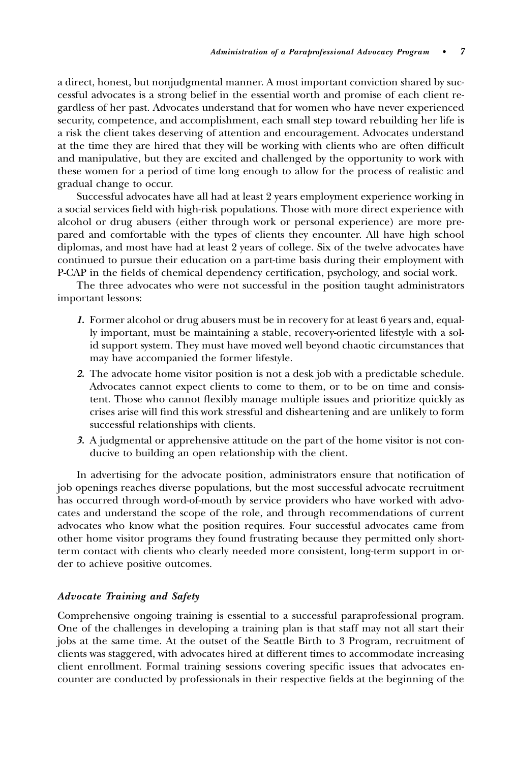a direct, honest, but nonjudgmental manner. A most important conviction shared by successful advocates is a strong belief in the essential worth and promise of each client regardless of her past. Advocates understand that for women who have never experienced security, competence, and accomplishment, each small step toward rebuilding her life is a risk the client takes deserving of attention and encouragement. Advocates understand at the time they are hired that they will be working with clients who are often difficult and manipulative, but they are excited and challenged by the opportunity to work with these women for a period of time long enough to allow for the process of realistic and gradual change to occur.

Successful advocates have all had at least 2 years employment experience working in a social services field with high-risk populations. Those with more direct experience with alcohol or drug abusers (either through work or personal experience) are more prepared and comfortable with the types of clients they encounter. All have high school diplomas, and most have had at least 2 years of college. Six of the twelve advocates have continued to pursue their education on a part-time basis during their employment with P-CAP in the fields of chemical dependency certification, psychology, and social work.

The three advocates who were not successful in the position taught administrators important lessons:

1. Former alcohol or drug abusers must be in recovery for at least 6 years and, equally important, must be maintaining a stable, recovery-oriented lifestyle with a solid support system. They must have moved well beyond chaotic circumstances that may have accompanied the former lifestyle.
2. The advocate home visitor position is not a desk job with a predictable schedule. Advocates cannot expect clients to come to them, or to be on time and consistent. Those who cannot flexibly manage multiple issues and prioritize quickly as crises arise will find this work stressful and disheartening and are unlikely to form successful relationships with clients.
3. A judgmental or apprehensive attitude on the part of the home visitor is not conducive to building an open relationship with the client.

In advertising for the advocate position, administrators ensure that notification of job openings reaches diverse populations, but the most successful advocate recruitment has occurred through word-of-mouth by service providers who have worked with advocates and understand the scope of the role, and through recommendations of current advocates who know what the position requires. Four successful advocates came from other home visitor programs they found frustrating because they permitted only short-term contact with clients who clearly needed more consistent, long-term support in order to achieve positive outcomes.

### *Advocate Training and Safety*

Comprehensive ongoing training is essential to a successful paraprofessional program. One of the challenges in developing a training plan is that staff may not all start their jobs at the same time. At the outset of the Seattle Birth to 3 Program, recruitment of clients was staggered, with advocates hired at different times to accommodate increasing client enrollment. Formal training sessions covering specific issues that advocates encounter are conducted by professionals in their respective fields at the beginning of the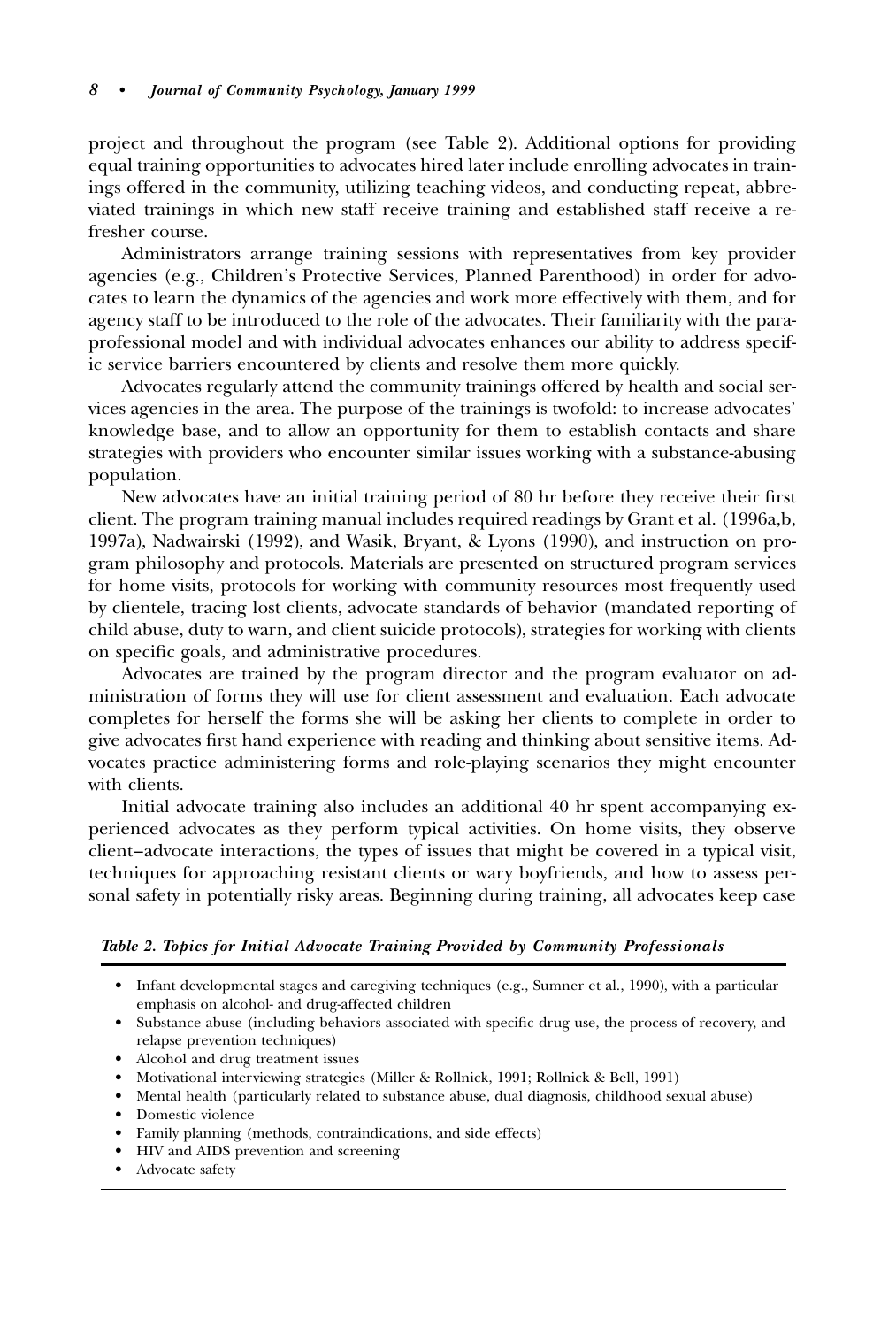project and throughout the program (see Table 2). Additional options for providing equal training opportunities to advocates hired later include enrolling advocates in trainings offered in the community, utilizing teaching videos, and conducting repeat, abbreviated trainings in which new staff receive training and established staff receive a refresher course.

Administrators arrange training sessions with representatives from key provider agencies (e.g., Children's Protective Services, Planned Parenthood) in order for advocates to learn the dynamics of the agencies and work more effectively with them, and for agency staff to be introduced to the role of the advocates. Their familiarity with the paraprofessional model and with individual advocates enhances our ability to address specific service barriers encountered by clients and resolve them more quickly.

Advocates regularly attend the community trainings offered by health and social services agencies in the area. The purpose of the trainings is twofold: to increase advocates' knowledge base, and to allow an opportunity for them to establish contacts and share strategies with providers who encounter similar issues working with a substance-abusing population.

New advocates have an initial training period of 80 hr before they receive their first client. The program training manual includes required readings by Grant et al. (1996a,b, 1997a), Nadwairski (1992), and Wasik, Bryant, & Lyons (1990), and instruction on program philosophy and protocols. Materials are presented on structured program services for home visits, protocols for working with community resources most frequently used by clientele, tracing lost clients, advocate standards of behavior (mandated reporting of child abuse, duty to warn, and client suicide protocols), strategies for working with clients on specific goals, and administrative procedures.

Advocates are trained by the program director and the program evaluator on administration of forms they will use for client assessment and evaluation. Each advocate completes for herself the forms she will be asking her clients to complete in order to give advocates first hand experience with reading and thinking about sensitive items. Advocates practice administering forms and role-playing scenarios they might encounter with clients.

Initial advocate training also includes an additional 40 hr spent accompanying experienced advocates as they perform typical activities. On home visits, they observe client–advocate interactions, the types of issues that might be covered in a typical visit, techniques for approaching resistant clients or wary boyfriends, and how to assess personal safety in potentially risky areas. Beginning during training, all advocates keep case

***Table 2. Topics for Initial Advocate Training Provided by Community Professionals***

- Infant developmental stages and caregiving techniques (e.g., Sumner et al., 1990), with a particular emphasis on alcohol- and drug-affected children
- Substance abuse (including behaviors associated with specific drug use, the process of recovery, and relapse prevention techniques)
- Alcohol and drug treatment issues
- Motivational interviewing strategies (Miller & Rollnick, 1991; Rollnick & Bell, 1991)
- Mental health (particularly related to substance abuse, dual diagnosis, childhood sexual abuse)
- Domestic violence
- Family planning (methods, contraindications, and side effects)
- HIV and AIDS prevention and screening
- Advocate safety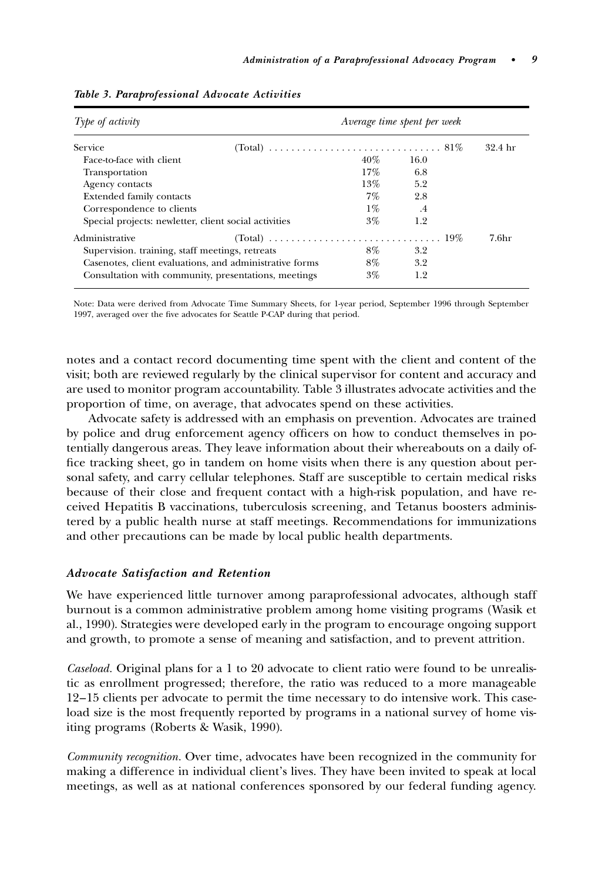*Table 3. Paraprofessional Advocate Activities*

| Type of activity | Average time spent per week | | | |
|---|---|---|---|---|
| Service (Total) | | | 81% | 32.4 hr |
| Face-to-face with client | 40% | 16.0 | | |
| Transportation | 17% | 6.8 | | |
| Agency contacts | 13% | 5.2 | | |
| Extended family contacts | 7% | 2.8 | | |
| Correspondence to clients | 1% | .4 | | |
| Special projects: newletter, client social activities | 3% | 1.2 | | |
| Administrative (Total) | | | 19% | 7.6hr |
| Supervision. training, staff meetings, retreats | 8% | 3.2 | | |
| Casenotes, client evaluations, and administrative forms | 8% | 3.2 | | |
| Consultation with community, presentations, meetings | 3% | 1.2 | | |

Note: Data were derived from Advocate Time Summary Sheets, for 1-year period, September 1996 through September 1997, averaged over the five advocates for Seattle P-CAP during that period.

notes and a contact record documenting time spent with the client and content of the visit; both are reviewed regularly by the clinical supervisor for content and accuracy and are used to monitor program accountability. Table 3 illustrates advocate activities and the proportion of time, on average, that advocates spend on these activities.

Advocate safety is addressed with an emphasis on prevention. Advocates are trained by police and drug enforcement agency officers on how to conduct themselves in potentially dangerous areas. They leave information about their whereabouts on a daily office tracking sheet, go in tandem on home visits when there is any question about personal safety, and carry cellular telephones. Staff are susceptible to certain medical risks because of their close and frequent contact with a high-risk population, and have received Hepatitis B vaccinations, tuberculosis screening, and Tetanus boosters administered by a public health nurse at staff meetings. Recommendations for immunizations and other precautions can be made by local public health departments.

### *Advocate Satisfaction and Retention*

We have experienced little turnover among paraprofessional advocates, although staff burnout is a common administrative problem among home visiting programs (Wasik et al., 1990). Strategies were developed early in the program to encourage ongoing support and growth, to promote a sense of meaning and satisfaction, and to prevent attrition.

*Caseload.* Original plans for a 1 to 20 advocate to client ratio were found to be unrealistic as enrollment progressed; therefore, the ratio was reduced to a more manageable 12–15 clients per advocate to permit the time necessary to do intensive work. This caseload size is the most frequently reported by programs in a national survey of home visiting programs (Roberts & Wasik, 1990).

*Community recognition.* Over time, advocates have been recognized in the community for making a difference in individual client's lives. They have been invited to speak at local meetings, as well as at national conferences sponsored by our federal funding agency.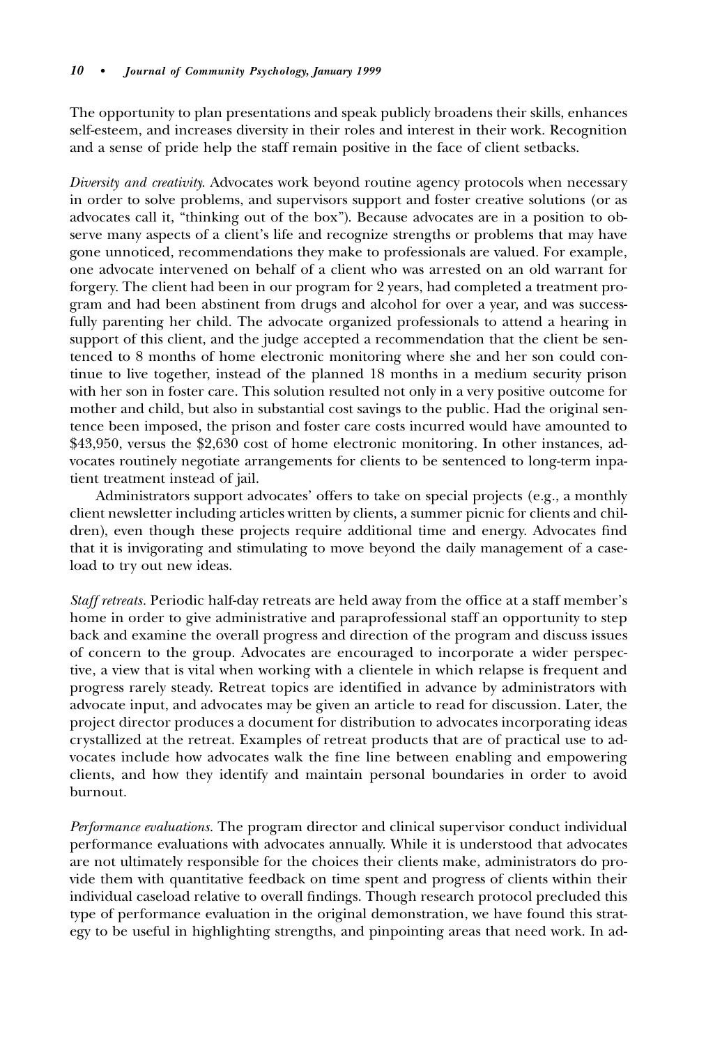The opportunity to plan presentations and speak publicly broadens their skills, enhances self-esteem, and increases diversity in their roles and interest in their work. Recognition and a sense of pride help the staff remain positive in the face of client setbacks.

*Diversity and creativity.* Advocates work beyond routine agency protocols when necessary in order to solve problems, and supervisors support and foster creative solutions (or as advocates call it, "thinking out of the box"). Because advocates are in a position to observe many aspects of a client's life and recognize strengths or problems that may have gone unnoticed, recommendations they make to professionals are valued. For example, one advocate intervened on behalf of a client who was arrested on an old warrant for forgery. The client had been in our program for 2 years, had completed a treatment program and had been abstinent from drugs and alcohol for over a year, and was successfully parenting her child. The advocate organized professionals to attend a hearing in support of this client, and the judge accepted a recommendation that the client be sentenced to 8 months of home electronic monitoring where she and her son could continue to live together, instead of the planned 18 months in a medium security prison with her son in foster care. This solution resulted not only in a very positive outcome for mother and child, but also in substantial cost savings to the public. Had the original sentence been imposed, the prison and foster care costs incurred would have amounted to $43,950, versus the $2,630 cost of home electronic monitoring. In other instances, advocates routinely negotiate arrangements for clients to be sentenced to long-term inpatient treatment instead of jail.

Administrators support advocates' offers to take on special projects (e.g., a monthly client newsletter including articles written by clients, a summer picnic for clients and children), even though these projects require additional time and energy. Advocates find that it is invigorating and stimulating to move beyond the daily management of a caseload to try out new ideas.

*Staff retreats.* Periodic half-day retreats are held away from the office at a staff member's home in order to give administrative and paraprofessional staff an opportunity to step back and examine the overall progress and direction of the program and discuss issues of concern to the group. Advocates are encouraged to incorporate a wider perspective, a view that is vital when working with a clientele in which relapse is frequent and progress rarely steady. Retreat topics are identified in advance by administrators with advocate input, and advocates may be given an article to read for discussion. Later, the project director produces a document for distribution to advocates incorporating ideas crystallized at the retreat. Examples of retreat products that are of practical use to advocates include how advocates walk the fine line between enabling and empowering clients, and how they identify and maintain personal boundaries in order to avoid burnout.

*Performance evaluations.* The program director and clinical supervisor conduct individual performance evaluations with advocates annually. While it is understood that advocates are not ultimately responsible for the choices their clients make, administrators do provide them with quantitative feedback on time spent and progress of clients within their individual caseload relative to overall findings. Though research protocol precluded this type of performance evaluation in the original demonstration, we have found this strategy to be useful in highlighting strengths, and pinpointing areas that need work. In ad-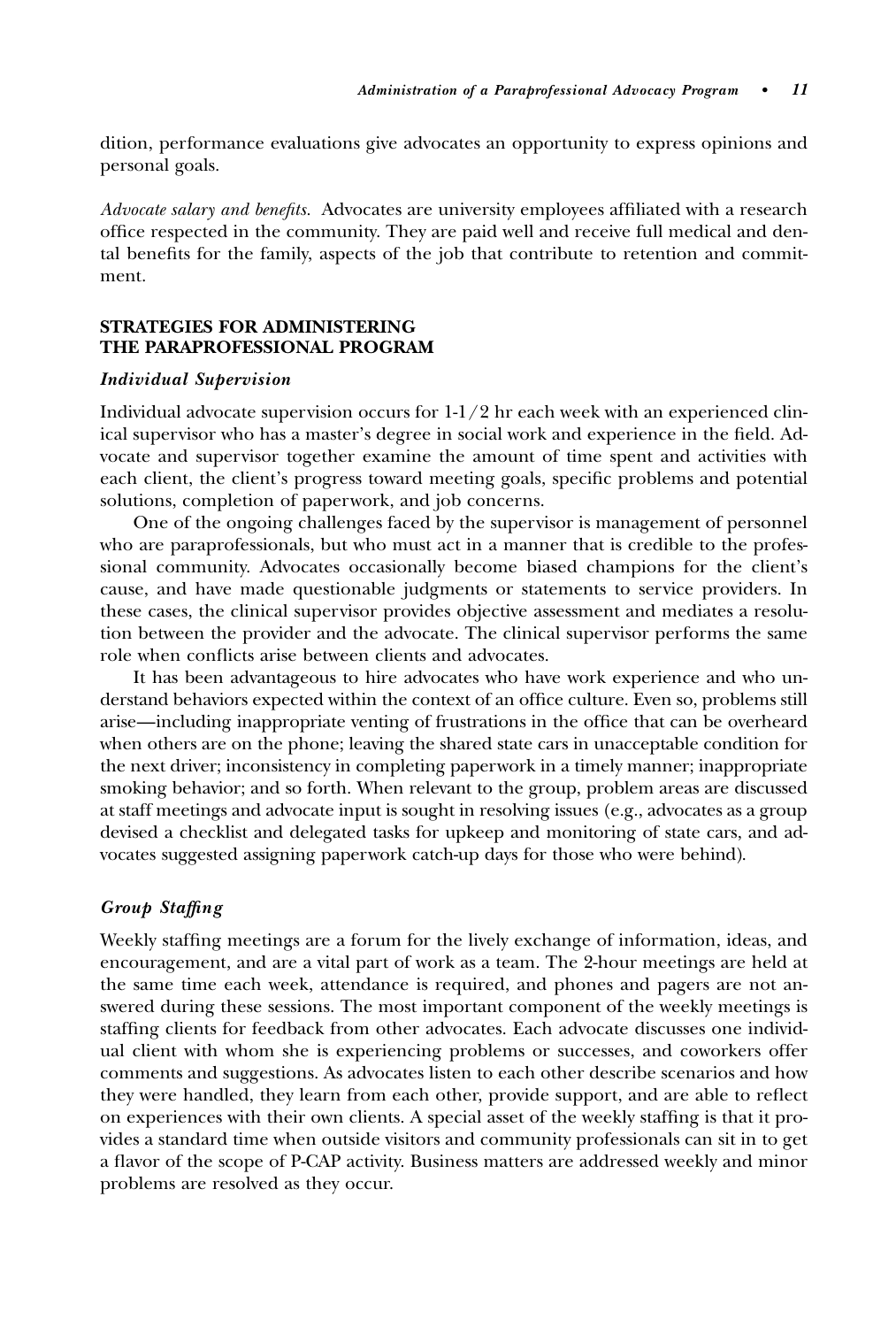dition, performance evaluations give advocates an opportunity to express opinions and personal goals.

*Advocate salary and benefits.* Advocates are university employees affiliated with a research office respected in the community. They are paid well and receive full medical and dental benefits for the family, aspects of the job that contribute to retention and commitment.

## STRATEGIES FOR ADMINISTERING THE PARAPROFESSIONAL PROGRAM

### *Individual Supervision*

Individual advocate supervision occurs for 1-1/2 hr each week with an experienced clinical supervisor who has a master's degree in social work and experience in the field. Advocate and supervisor together examine the amount of time spent and activities with each client, the client's progress toward meeting goals, specific problems and potential solutions, completion of paperwork, and job concerns.

One of the ongoing challenges faced by the supervisor is management of personnel who are paraprofessionals, but who must act in a manner that is credible to the professional community. Advocates occasionally become biased champions for the client's cause, and have made questionable judgments or statements to service providers. In these cases, the clinical supervisor provides objective assessment and mediates a resolution between the provider and the advocate. The clinical supervisor performs the same role when conflicts arise between clients and advocates.

It has been advantageous to hire advocates who have work experience and who understand behaviors expected within the context of an office culture. Even so, problems still arise—including inappropriate venting of frustrations in the office that can be overheard when others are on the phone; leaving the shared state cars in unacceptable condition for the next driver; inconsistency in completing paperwork in a timely manner; inappropriate smoking behavior; and so forth. When relevant to the group, problem areas are discussed at staff meetings and advocate input is sought in resolving issues (e.g., advocates as a group devised a checklist and delegated tasks for upkeep and monitoring of state cars, and advocates suggested assigning paperwork catch-up days for those who were behind).

### *Group Staffing*

Weekly staffing meetings are a forum for the lively exchange of information, ideas, and encouragement, and are a vital part of work as a team. The 2-hour meetings are held at the same time each week, attendance is required, and phones and pagers are not answered during these sessions. The most important component of the weekly meetings is staffing clients for feedback from other advocates. Each advocate discusses one individual client with whom she is experiencing problems or successes, and coworkers offer comments and suggestions. As advocates listen to each other describe scenarios and how they were handled, they learn from each other, provide support, and are able to reflect on experiences with their own clients. A special asset of the weekly staffing is that it provides a standard time when outside visitors and community professionals can sit in to get a flavor of the scope of P-CAP activity. Business matters are addressed weekly and minor problems are resolved as they occur.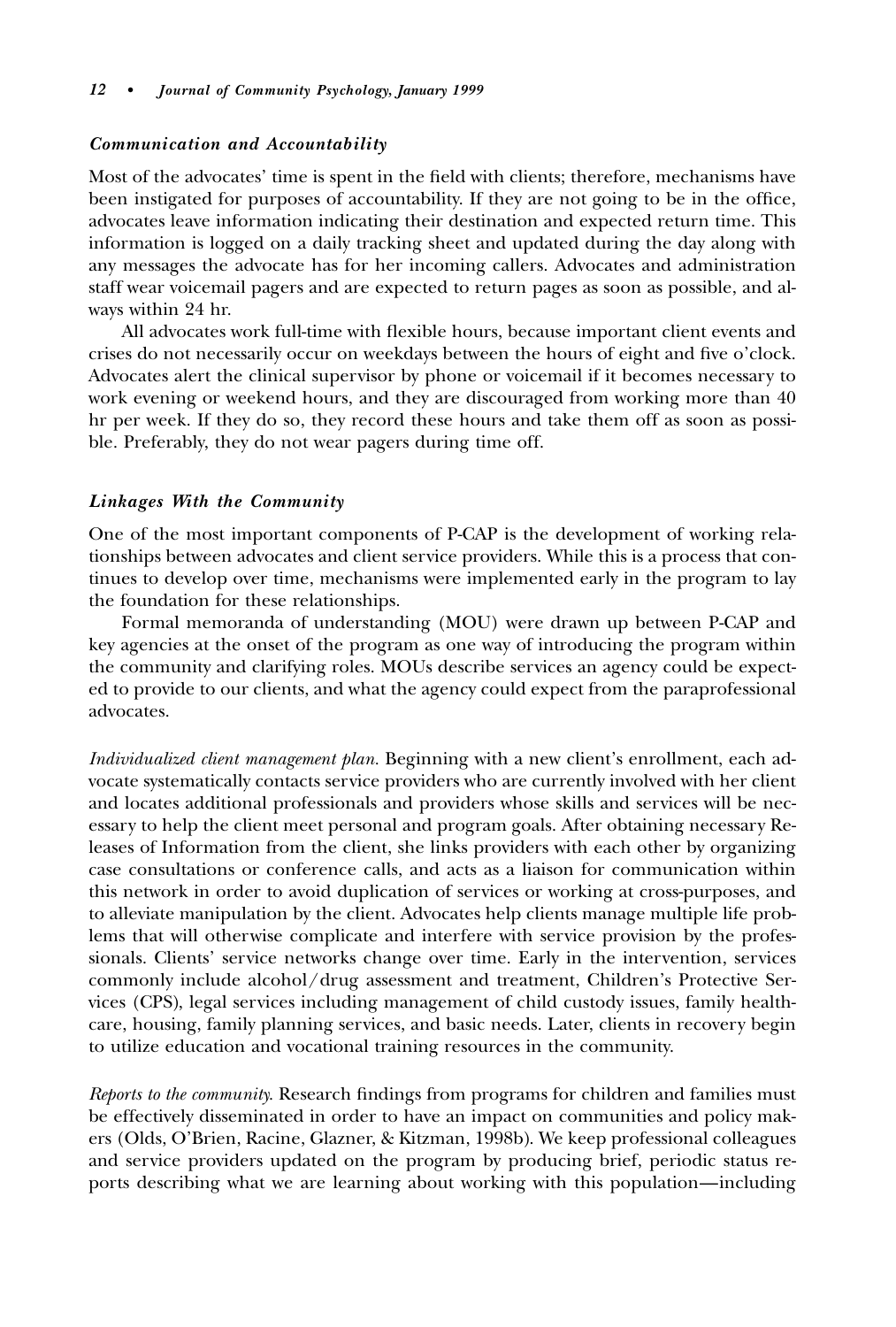### *Communication and Accountability*

Most of the advocates' time is spent in the field with clients; therefore, mechanisms have been instigated for purposes of accountability. If they are not going to be in the office, advocates leave information indicating their destination and expected return time. This information is logged on a daily tracking sheet and updated during the day along with any messages the advocate has for her incoming callers. Advocates and administration staff wear voicemail pagers and are expected to return pages as soon as possible, and always within 24 hr.

All advocates work full-time with flexible hours, because important client events and crises do not necessarily occur on weekdays between the hours of eight and five o'clock. Advocates alert the clinical supervisor by phone or voicemail if it becomes necessary to work evening or weekend hours, and they are discouraged from working more than 40 hr per week. If they do so, they record these hours and take them off as soon as possible. Preferably, they do not wear pagers during time off.

### *Linkages With the Community*

One of the most important components of P-CAP is the development of working relationships between advocates and client service providers. While this is a process that continues to develop over time, mechanisms were implemented early in the program to lay the foundation for these relationships.

Formal memoranda of understanding (MOU) were drawn up between P-CAP and key agencies at the onset of the program as one way of introducing the program within the community and clarifying roles. MOUs describe services an agency could be expected to provide to our clients, and what the agency could expect from the paraprofessional advocates.

*Individualized client management plan.* Beginning with a new client's enrollment, each advocate systematically contacts service providers who are currently involved with her client and locates additional professionals and providers whose skills and services will be necessary to help the client meet personal and program goals. After obtaining necessary Releases of Information from the client, she links providers with each other by organizing case consultations or conference calls, and acts as a liaison for communication within this network in order to avoid duplication of services or working at cross-purposes, and to alleviate manipulation by the client. Advocates help clients manage multiple life problems that will otherwise complicate and interfere with service provision by the professionals. Clients' service networks change over time. Early in the intervention, services commonly include alcohol/drug assessment and treatment, Children's Protective Services (CPS), legal services including management of child custody issues, family healthcare, housing, family planning services, and basic needs. Later, clients in recovery begin to utilize education and vocational training resources in the community.

*Reports to the community.* Research findings from programs for children and families must be effectively disseminated in order to have an impact on communities and policy makers (Olds, O'Brien, Racine, Glazner, & Kitzman, 1998b). We keep professional colleagues and service providers updated on the program by producing brief, periodic status reports describing what we are learning about working with this population—including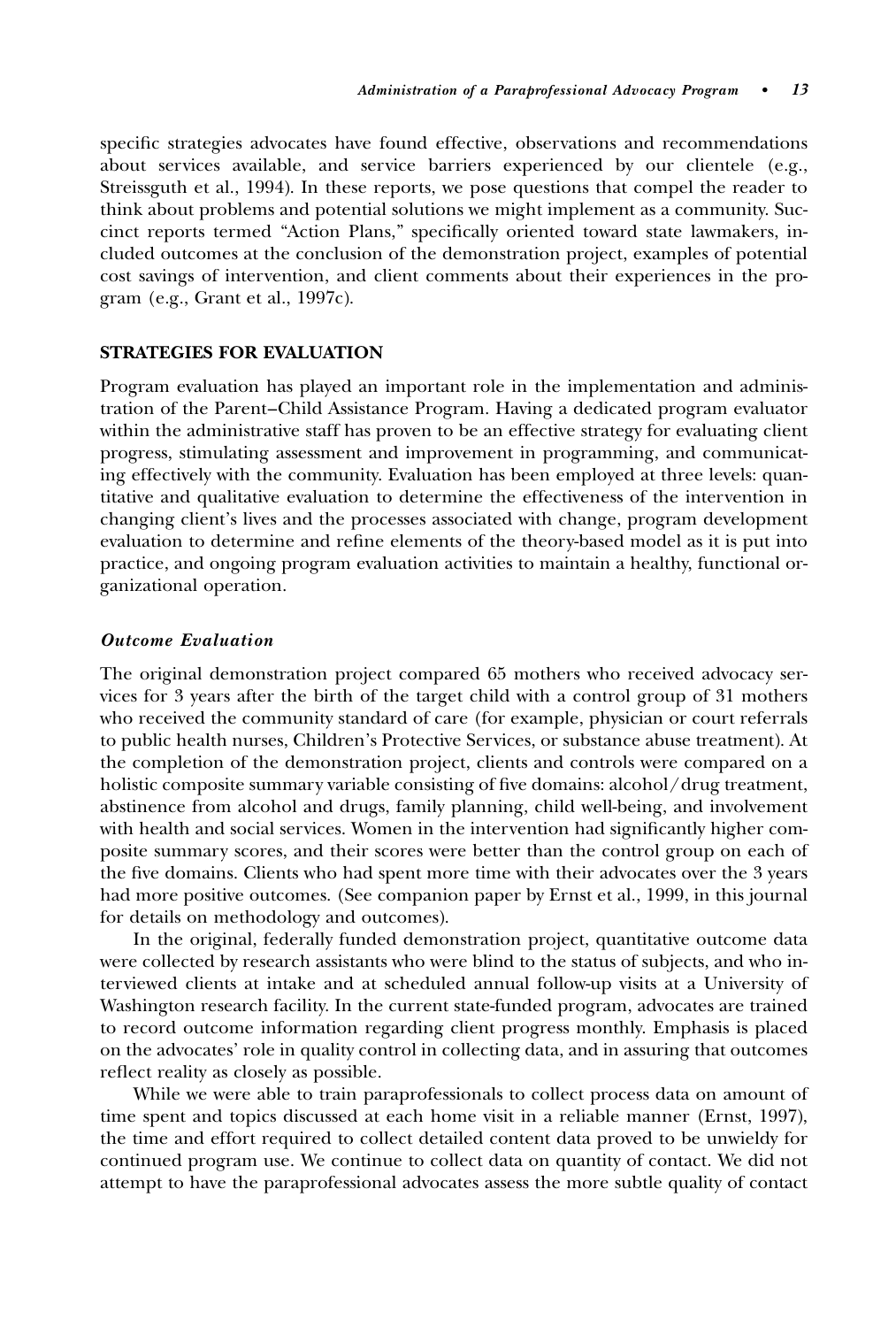specific strategies advocates have found effective, observations and recommendations about services available, and service barriers experienced by our clientele (e.g., Streissguth et al., 1994). In these reports, we pose questions that compel the reader to think about problems and potential solutions we might implement as a community. Succinct reports termed "Action Plans," specifically oriented toward state lawmakers, included outcomes at the conclusion of the demonstration project, examples of potential cost savings of intervention, and client comments about their experiences in the program (e.g., Grant et al., 1997c).

## STRATEGIES FOR EVALUATION

Program evaluation has played an important role in the implementation and administration of the Parent–Child Assistance Program. Having a dedicated program evaluator within the administrative staff has proven to be an effective strategy for evaluating client progress, stimulating assessment and improvement in programming, and communicating effectively with the community. Evaluation has been employed at three levels: quantitative and qualitative evaluation to determine the effectiveness of the intervention in changing client's lives and the processes associated with change, program development evaluation to determine and refine elements of the theory-based model as it is put into practice, and ongoing program evaluation activities to maintain a healthy, functional organizational operation.

### *Outcome Evaluation*

The original demonstration project compared 65 mothers who received advocacy services for 3 years after the birth of the target child with a control group of 31 mothers who received the community standard of care (for example, physician or court referrals to public health nurses, Children's Protective Services, or substance abuse treatment). At the completion of the demonstration project, clients and controls were compared on a holistic composite summary variable consisting of five domains: alcohol/drug treatment, abstinence from alcohol and drugs, family planning, child well-being, and involvement with health and social services. Women in the intervention had significantly higher composite summary scores, and their scores were better than the control group on each of the five domains. Clients who had spent more time with their advocates over the 3 years had more positive outcomes. (See companion paper by Ernst et al., 1999, in this journal for details on methodology and outcomes).

In the original, federally funded demonstration project, quantitative outcome data were collected by research assistants who were blind to the status of subjects, and who interviewed clients at intake and at scheduled annual follow-up visits at a University of Washington research facility. In the current state-funded program, advocates are trained to record outcome information regarding client progress monthly. Emphasis is placed on the advocates' role in quality control in collecting data, and in assuring that outcomes reflect reality as closely as possible.

While we were able to train paraprofessionals to collect process data on amount of time spent and topics discussed at each home visit in a reliable manner (Ernst, 1997), the time and effort required to collect detailed content data proved to be unwieldy for continued program use. We continue to collect data on quantity of contact. We did not attempt to have the paraprofessional advocates assess the more subtle quality of contact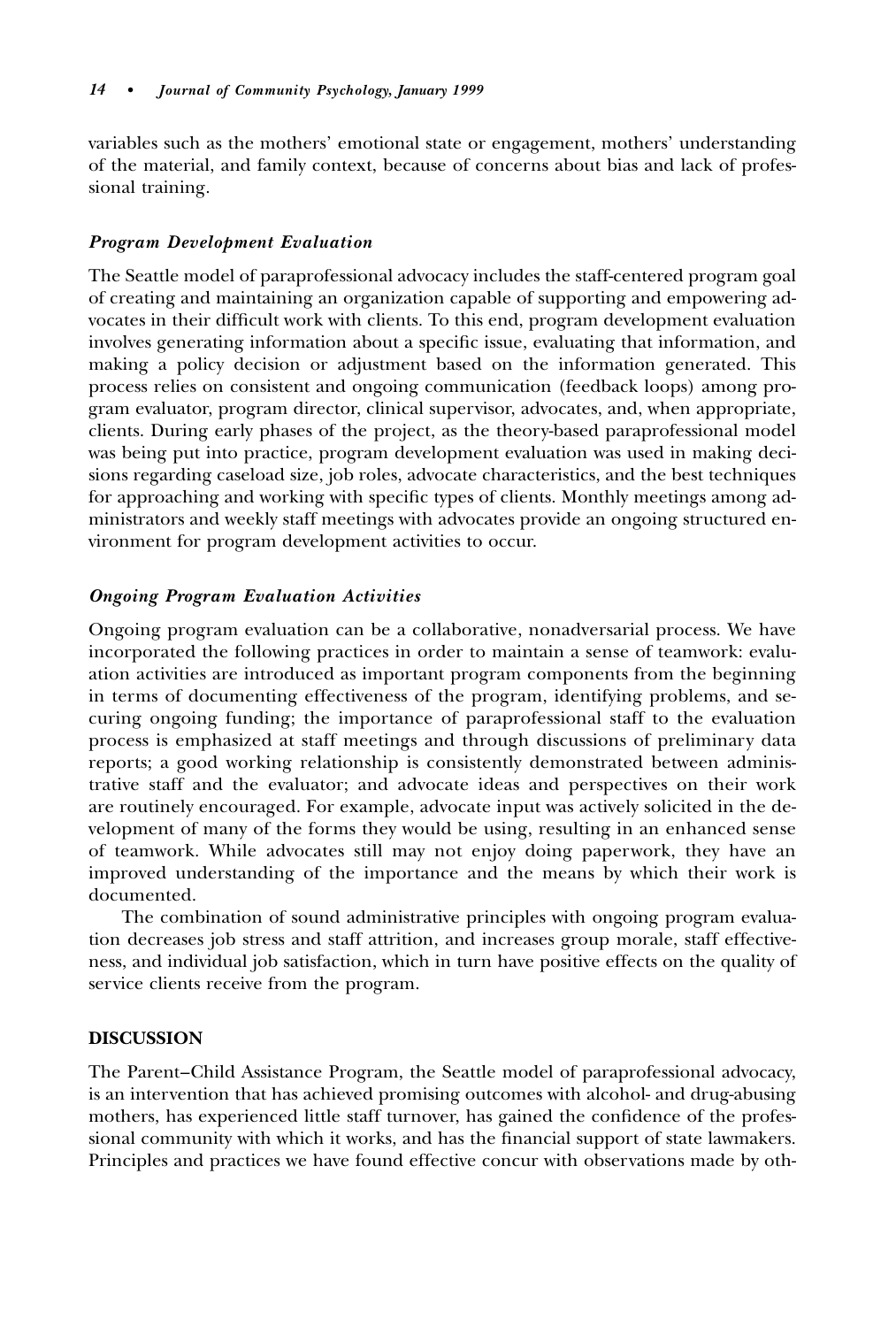variables such as the mothers' emotional state or engagement, mothers' understanding of the material, and family context, because of concerns about bias and lack of professional training.

### *Program Development Evaluation*

The Seattle model of paraprofessional advocacy includes the staff-centered program goal of creating and maintaining an organization capable of supporting and empowering advocates in their difficult work with clients. To this end, program development evaluation involves generating information about a specific issue, evaluating that information, and making a policy decision or adjustment based on the information generated. This process relies on consistent and ongoing communication (feedback loops) among program evaluator, program director, clinical supervisor, advocates, and, when appropriate, clients. During early phases of the project, as the theory-based paraprofessional model was being put into practice, program development evaluation was used in making decisions regarding caseload size, job roles, advocate characteristics, and the best techniques for approaching and working with specific types of clients. Monthly meetings among administrators and weekly staff meetings with advocates provide an ongoing structured environment for program development activities to occur.

### *Ongoing Program Evaluation Activities*

Ongoing program evaluation can be a collaborative, nonadversarial process. We have incorporated the following practices in order to maintain a sense of teamwork: evaluation activities are introduced as important program components from the beginning in terms of documenting effectiveness of the program, identifying problems, and securing ongoing funding; the importance of paraprofessional staff to the evaluation process is emphasized at staff meetings and through discussions of preliminary data reports; a good working relationship is consistently demonstrated between administrative staff and the evaluator; and advocate ideas and perspectives on their work are routinely encouraged. For example, advocate input was actively solicited in the development of many of the forms they would be using, resulting in an enhanced sense of teamwork. While advocates still may not enjoy doing paperwork, they have an improved understanding of the importance and the means by which their work is documented.

The combination of sound administrative principles with ongoing program evaluation decreases job stress and staff attrition, and increases group morale, staff effectiveness, and individual job satisfaction, which in turn have positive effects on the quality of service clients receive from the program.

## DISCUSSION

The Parent–Child Assistance Program, the Seattle model of paraprofessional advocacy, is an intervention that has achieved promising outcomes with alcohol- and drug-abusing mothers, has experienced little staff turnover, has gained the confidence of the professional community with which it works, and has the financial support of state lawmakers. Principles and practices we have found effective concur with observations made by oth-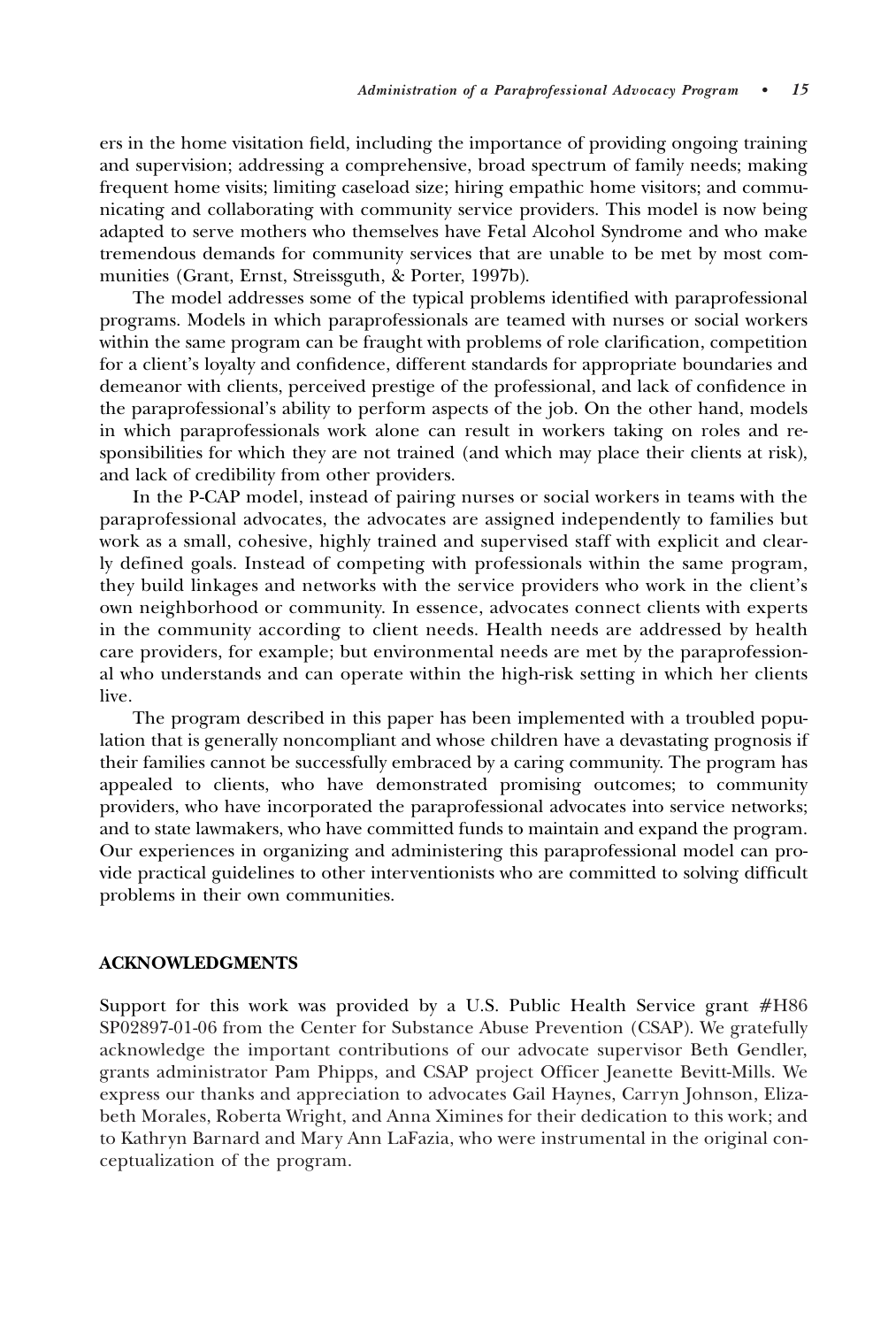ers in the home visitation field, including the importance of providing ongoing training and supervision; addressing a comprehensive, broad spectrum of family needs; making frequent home visits; limiting caseload size; hiring empathic home visitors; and communicating and collaborating with community service providers. This model is now being adapted to serve mothers who themselves have Fetal Alcohol Syndrome and who make tremendous demands for community services that are unable to be met by most communities (Grant, Ernst, Streissguth, & Porter, 1997b).

The model addresses some of the typical problems identified with paraprofessional programs. Models in which paraprofessionals are teamed with nurses or social workers within the same program can be fraught with problems of role clarification, competition for a client's loyalty and confidence, different standards for appropriate boundaries and demeanor with clients, perceived prestige of the professional, and lack of confidence in the paraprofessional's ability to perform aspects of the job. On the other hand, models in which paraprofessionals work alone can result in workers taking on roles and responsibilities for which they are not trained (and which may place their clients at risk), and lack of credibility from other providers.

In the P-CAP model, instead of pairing nurses or social workers in teams with the paraprofessional advocates, the advocates are assigned independently to families but work as a small, cohesive, highly trained and supervised staff with explicit and clearly defined goals. Instead of competing with professionals within the same program, they build linkages and networks with the service providers who work in the client's own neighborhood or community. In essence, advocates connect clients with experts in the community according to client needs. Health needs are addressed by health care providers, for example; but environmental needs are met by the paraprofessional who understands and can operate within the high-risk setting in which her clients live.

The program described in this paper has been implemented with a troubled population that is generally noncompliant and whose children have a devastating prognosis if their families cannot be successfully embraced by a caring community. The program has appealed to clients, who have demonstrated promising outcomes; to community providers, who have incorporated the paraprofessional advocates into service networks; and to state lawmakers, who have committed funds to maintain and expand the program. Our experiences in organizing and administering this paraprofessional model can provide practical guidelines to other interventionists who are committed to solving difficult problems in their own communities.

## ACKNOWLEDGMENTS

Support for this work was provided by a U.S. Public Health Service grant #H86 SP02897-01-06 from the Center for Substance Abuse Prevention (CSAP). We gratefully acknowledge the important contributions of our advocate supervisor Beth Gendler, grants administrator Pam Phipps, and CSAP project Officer Jeanette Bevitt-Mills. We express our thanks and appreciation to advocates Gail Haynes, Carryn Johnson, Elizabeth Morales, Roberta Wright, and Anna Ximines for their dedication to this work; and to Kathryn Barnard and Mary Ann LaFazia, who were instrumental in the original conceptualization of the program.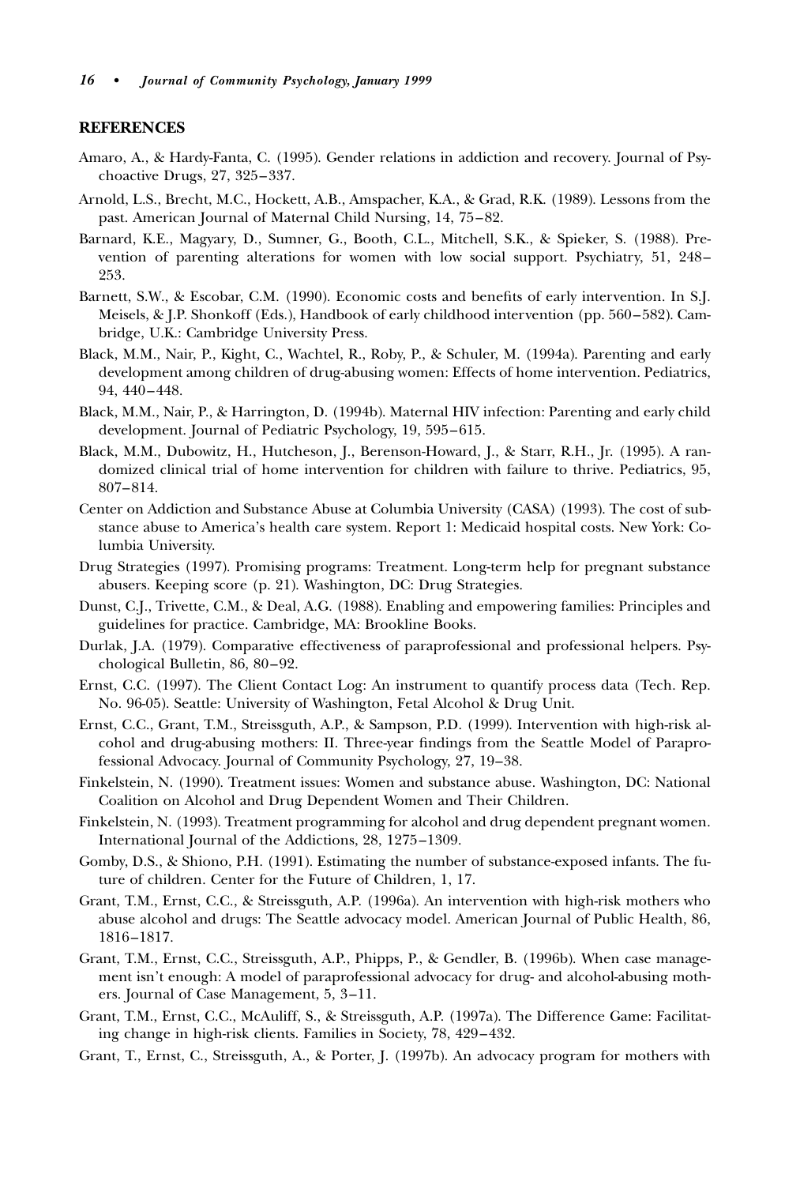## REFERENCES

Amaro, A., & Hardy-Fanta, C. (1995). Gender relations in addiction and recovery. Journal of Psychoactive Drugs, 27, 325–337.

Arnold, L.S., Brecht, M.C., Hockett, A.B., Amspacher, K.A., & Grad, R.K. (1989). Lessons from the past. American Journal of Maternal Child Nursing, 14, 75–82.

Barnard, K.E., Magyary, D., Sumner, G., Booth, C.L., Mitchell, S.K., & Spieker, S. (1988). Prevention of parenting alterations for women with low social support. Psychiatry, 51, 248–253.

Barnett, S.W., & Escobar, C.M. (1990). Economic costs and benefits of early intervention. In S.J. Meisels, & J.P. Shonkoff (Eds.), Handbook of early childhood intervention (pp. 560–582). Cambridge, U.K.: Cambridge University Press.

Black, M.M., Nair, P., Kight, C., Wachtel, R., Roby, P., & Schuler, M. (1994a). Parenting and early development among children of drug-abusing women: Effects of home intervention. Pediatrics, 94, 440–448.

Black, M.M., Nair, P., & Harrington, D. (1994b). Maternal HIV infection: Parenting and early child development. Journal of Pediatric Psychology, 19, 595–615.

Black, M.M., Dubowitz, H., Hutcheson, J., Berenson-Howard, J., & Starr, R.H., Jr. (1995). A randomized clinical trial of home intervention for children with failure to thrive. Pediatrics, 95, 807–814.

Center on Addiction and Substance Abuse at Columbia University (CASA) (1993). The cost of substance abuse to America's health care system. Report 1: Medicaid hospital costs. New York: Columbia University.

Drug Strategies (1997). Promising programs: Treatment. Long-term help for pregnant substance abusers. Keeping score (p. 21). Washington, DC: Drug Strategies.

Dunst, C.J., Trivette, C.M., & Deal, A.G. (1988). Enabling and empowering families: Principles and guidelines for practice. Cambridge, MA: Brookline Books.

Durlak, J.A. (1979). Comparative effectiveness of paraprofessional and professional helpers. Psychological Bulletin, 86, 80–92.

Ernst, C.C. (1997). The Client Contact Log: An instrument to quantify process data (Tech. Rep. No. 96-05). Seattle: University of Washington, Fetal Alcohol & Drug Unit.

Ernst, C.C., Grant, T.M., Streissguth, A.P., & Sampson, P.D. (1999). Intervention with high-risk alcohol and drug-abusing mothers: II. Three-year findings from the Seattle Model of Paraprofessional Advocacy. Journal of Community Psychology, 27, 19–38.

Finkelstein, N. (1990). Treatment issues: Women and substance abuse. Washington, DC: National Coalition on Alcohol and Drug Dependent Women and Their Children.

Finkelstein, N. (1993). Treatment programming for alcohol and drug dependent pregnant women. International Journal of the Addictions, 28, 1275–1309.

Gomby, D.S., & Shiono, P.H. (1991). Estimating the number of substance-exposed infants. The future of children. Center for the Future of Children, 1, 17.

Grant, T.M., Ernst, C.C., & Streissguth, A.P. (1996a). An intervention with high-risk mothers who abuse alcohol and drugs: The Seattle advocacy model. American Journal of Public Health, 86, 1816–1817.

Grant, T.M., Ernst, C.C., Streissguth, A.P., Phipps, P., & Gendler, B. (1996b). When case management isn't enough: A model of paraprofessional advocacy for drug- and alcohol-abusing mothers. Journal of Case Management, 5, 3–11.

Grant, T.M., Ernst, C.C., McAuliff, S., & Streissguth, A.P. (1997a). The Difference Game: Facilitating change in high-risk clients. Families in Society, 78, 429–432.

Grant, T., Ernst, C., Streissguth, A., & Porter, J. (1997b). An advocacy program for mothers with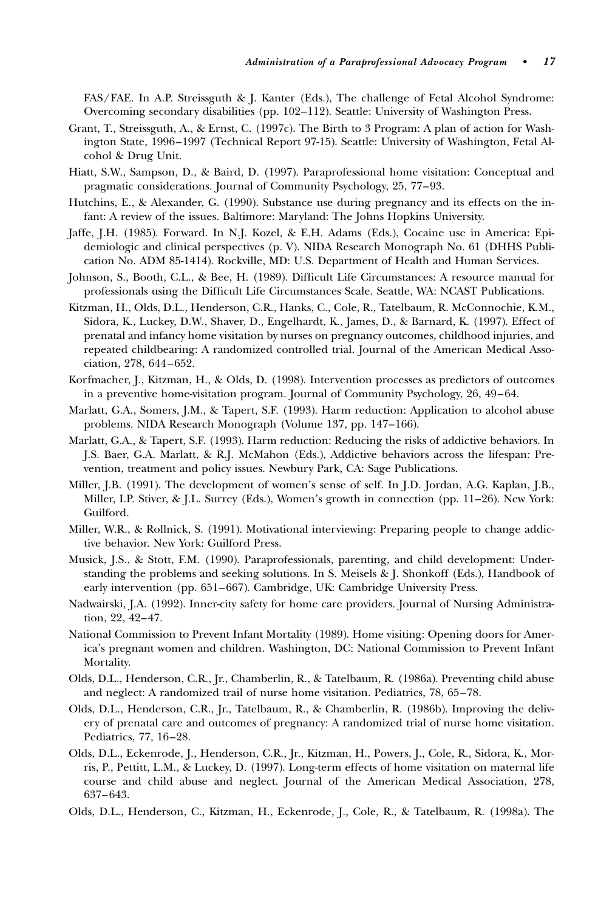FAS/FAE. In A.P. Streissguth & J. Kanter (Eds.), The challenge of Fetal Alcohol Syndrome: Overcoming secondary disabilities (pp. 102–112). Seattle: University of Washington Press.

Grant, T., Streissguth, A., & Ernst, C. (1997c). The Birth to 3 Program: A plan of action for Washington State, 1996–1997 (Technical Report 97-15). Seattle: University of Washington, Fetal Alcohol & Drug Unit.

Hiatt, S.W., Sampson, D., & Baird, D. (1997). Paraprofessional home visitation: Conceptual and pragmatic considerations. Journal of Community Psychology, 25, 77–93.

Hutchins, E., & Alexander, G. (1990). Substance use during pregnancy and its effects on the infant: A review of the issues. Baltimore: Maryland: The Johns Hopkins University.

Jaffe, J.H. (1985). Forward. In N.J. Kozel, & E.H. Adams (Eds.), Cocaine use in America: Epidemiologic and clinical perspectives (p. V). NIDA Research Monograph No. 61 (DHHS Publication No. ADM 85-1414). Rockville, MD: U.S. Department of Health and Human Services.

Johnson, S., Booth, C.L., & Bee, H. (1989). Difficult Life Circumstances: A resource manual for professionals using the Difficult Life Circumstances Scale. Seattle, WA: NCAST Publications.

Kitzman, H., Olds, D.L., Henderson, C.R., Hanks, C., Cole, R., Tatelbaum, R. McConnochie, K.M., Sidora, K., Luckey, D.W., Shaver, D., Engelhardt, K., James, D., & Barnard, K. (1997). Effect of prenatal and infancy home visitation by nurses on pregnancy outcomes, childhood injuries, and repeated childbearing: A randomized controlled trial. Journal of the American Medical Association, 278, 644–652.

Korfmacher, J., Kitzman, H., & Olds, D. (1998). Intervention processes as predictors of outcomes in a preventive home-visitation program. Journal of Community Psychology, 26, 49–64.

Marlatt, G.A., Somers, J.M., & Tapert, S.F. (1993). Harm reduction: Application to alcohol abuse problems. NIDA Research Monograph (Volume 137, pp. 147–166).

Marlatt, G.A., & Tapert, S.F. (1993). Harm reduction: Reducing the risks of addictive behaviors. In J.S. Baer, G.A. Marlatt, & R.J. McMahon (Eds.), Addictive behaviors across the lifespan: Prevention, treatment and policy issues. Newbury Park, CA: Sage Publications.

Miller, J.B. (1991). The development of women's sense of self. In J.D. Jordan, A.G. Kaplan, J.B., Miller, I.P. Stiver, & J.L. Surrey (Eds.), Women's growth in connection (pp. 11–26). New York: Guilford.

Miller, W.R., & Rollnick, S. (1991). Motivational interviewing: Preparing people to change addictive behavior. New York: Guilford Press.

Musick, J.S., & Stott, F.M. (1990). Paraprofessionals, parenting, and child development: Understanding the problems and seeking solutions. In S. Meisels & J. Shonkoff (Eds.), Handbook of early intervention (pp. 651–667). Cambridge, UK: Cambridge University Press.

Nadwairski, J.A. (1992). Inner-city safety for home care providers. Journal of Nursing Administration, 22, 42–47.

National Commission to Prevent Infant Mortality (1989). Home visiting: Opening doors for America's pregnant women and children. Washington, DC: National Commission to Prevent Infant Mortality.

Olds, D.L., Henderson, C.R., Jr., Chamberlin, R., & Tatelbaum, R. (1986a). Preventing child abuse and neglect: A randomized trail of nurse home visitation. Pediatrics, 78, 65–78.

Olds, D.L., Henderson, C.R., Jr., Tatelbaum, R., & Chamberlin, R. (1986b). Improving the delivery of prenatal care and outcomes of pregnancy: A randomized trial of nurse home visitation. Pediatrics, 77, 16–28.

Olds, D.L., Eckenrode, J., Henderson, C.R., Jr., Kitzman, H., Powers, J., Cole, R., Sidora, K., Morris, P., Pettitt, L.M., & Luckey, D. (1997). Long-term effects of home visitation on maternal life course and child abuse and neglect. Journal of the American Medical Association, 278, 637–643.

Olds, D.L., Henderson, C., Kitzman, H., Eckenrode, J., Cole, R., & Tatelbaum, R. (1998a). The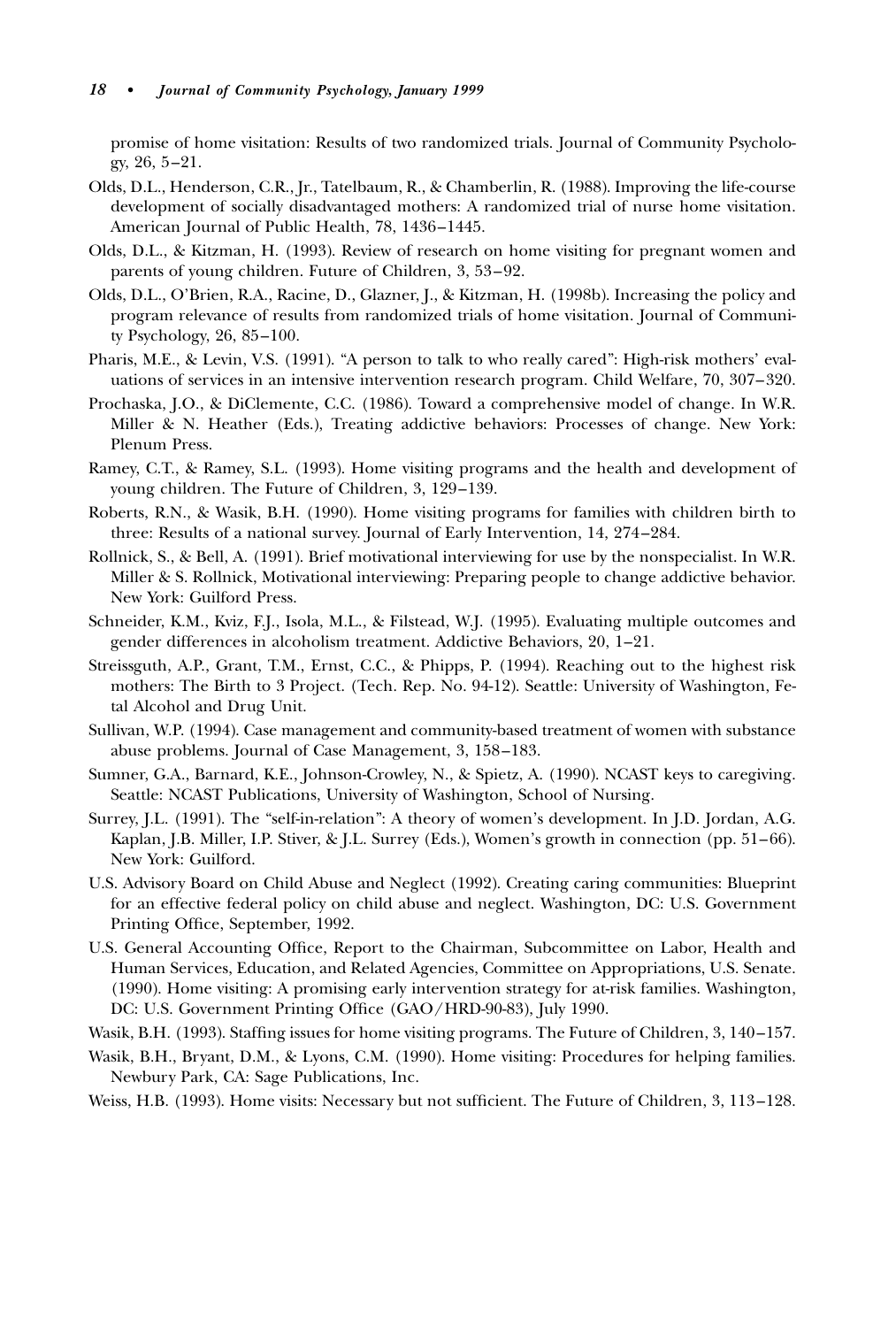promise of home visitation: Results of two randomized trials. Journal of Community Psychology, 26, 5–21.

Olds, D.L., Henderson, C.R., Jr., Tatelbaum, R., & Chamberlin, R. (1988). Improving the life-course development of socially disadvantaged mothers: A randomized trial of nurse home visitation. American Journal of Public Health, 78, 1436–1445.

Olds, D.L., & Kitzman, H. (1993). Review of research on home visiting for pregnant women and parents of young children. Future of Children, 3, 53–92.

Olds, D.L., O'Brien, R.A., Racine, D., Glazner, J., & Kitzman, H. (1998b). Increasing the policy and program relevance of results from randomized trials of home visitation. Journal of Community Psychology, 26, 85–100.

Pharis, M.E., & Levin, V.S. (1991). "A person to talk to who really cared": High-risk mothers' evaluations of services in an intensive intervention research program. Child Welfare, 70, 307–320.

Prochaska, J.O., & DiClemente, C.C. (1986). Toward a comprehensive model of change. In W.R. Miller & N. Heather (Eds.), Treating addictive behaviors: Processes of change. New York: Plenum Press.

Ramey, C.T., & Ramey, S.L. (1993). Home visiting programs and the health and development of young children. The Future of Children, 3, 129–139.

Roberts, R.N., & Wasik, B.H. (1990). Home visiting programs for families with children birth to three: Results of a national survey. Journal of Early Intervention, 14, 274–284.

Rollnick, S., & Bell, A. (1991). Brief motivational interviewing for use by the nonspecialist. In W.R. Miller & S. Rollnick, Motivational interviewing: Preparing people to change addictive behavior. New York: Guilford Press.

Schneider, K.M., Kviz, F.J., Isola, M.L., & Filstead, W.J. (1995). Evaluating multiple outcomes and gender differences in alcoholism treatment. Addictive Behaviors, 20, 1–21.

Streissguth, A.P., Grant, T.M., Ernst, C.C., & Phipps, P. (1994). Reaching out to the highest risk mothers: The Birth to 3 Project. (Tech. Rep. No. 94-12). Seattle: University of Washington, Fetal Alcohol and Drug Unit.

Sullivan, W.P. (1994). Case management and community-based treatment of women with substance abuse problems. Journal of Case Management, 3, 158–183.

Sumner, G.A., Barnard, K.E., Johnson-Crowley, N., & Spietz, A. (1990). NCAST keys to caregiving. Seattle: NCAST Publications, University of Washington, School of Nursing.

Surrey, J.L. (1991). The "self-in-relation": A theory of women's development. In J.D. Jordan, A.G. Kaplan, J.B. Miller, I.P. Stiver, & J.L. Surrey (Eds.), Women's growth in connection (pp. 51–66). New York: Guilford.

U.S. Advisory Board on Child Abuse and Neglect (1992). Creating caring communities: Blueprint for an effective federal policy on child abuse and neglect. Washington, DC: U.S. Government Printing Office, September, 1992.

U.S. General Accounting Office, Report to the Chairman, Subcommittee on Labor, Health and Human Services, Education, and Related Agencies, Committee on Appropriations, U.S. Senate. (1990). Home visiting: A promising early intervention strategy for at-risk families. Washington, DC: U.S. Government Printing Office (GAO/HRD-90-83), July 1990.

Wasik, B.H. (1993). Staffing issues for home visiting programs. The Future of Children, 3, 140–157.

Wasik, B.H., Bryant, D.M., & Lyons, C.M. (1990). Home visiting: Procedures for helping families. Newbury Park, CA: Sage Publications, Inc.

Weiss, H.B. (1993). Home visits: Necessary but not sufficient. The Future of Children, 3, 113–128.